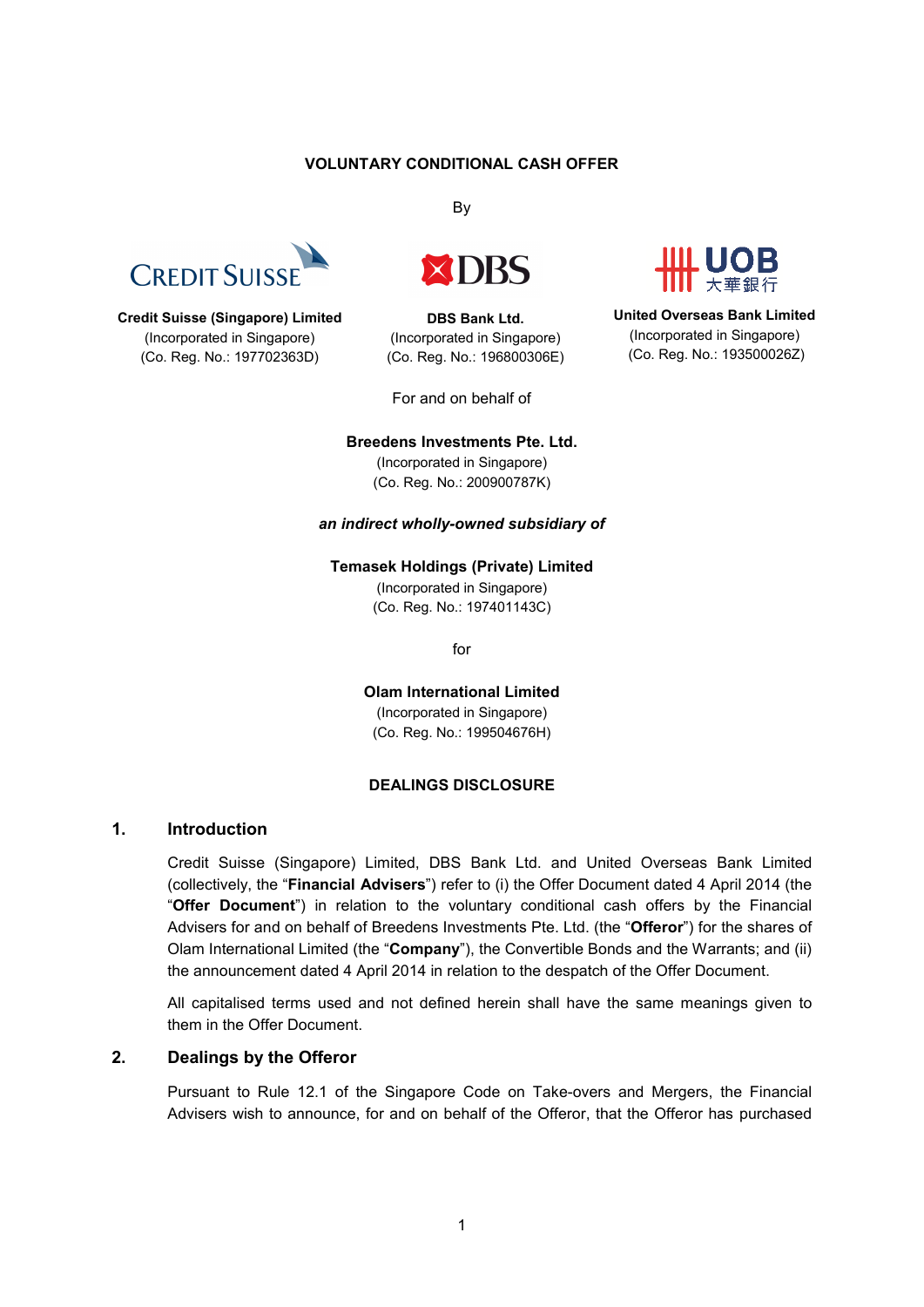**VOLUNTARY CONDITIONAL CASH OFFER**

By

**Credit Suisse (Singapore) Limited**
(Incorporated in Singapore)
(Co. Reg. No.: 197702363D)

**DBS Bank Ltd.**
(Incorporated in Singapore)
(Co. Reg. No.: 196800306E)

**United Overseas Bank Limited**
(Incorporated in Singapore)
(Co. Reg. No.: 193500026Z)

For and on behalf of

**Breedens Investments Pte. Ltd.**
(Incorporated in Singapore)
(Co. Reg. No.: 200900787K)

***an indirect wholly-owned subsidiary of***

**Temasek Holdings (Private) Limited**
(Incorporated in Singapore)
(Co. Reg. No.: 197401143C)

for

**Olam International Limited**
(Incorporated in Singapore)
(Co. Reg. No.: 199504676H)

**DEALINGS DISCLOSURE**

## 1. Introduction

Credit Suisse (Singapore) Limited, DBS Bank Ltd. and United Overseas Bank Limited (collectively, the "**Financial Advisers**") refer to (i) the Offer Document dated 4 April 2014 (the "**Offer Document**") in relation to the voluntary conditional cash offers by the Financial Advisers for and on behalf of Breedens Investments Pte. Ltd. (the "**Offeror**") for the shares of Olam International Limited (the "**Company**"), the Convertible Bonds and the Warrants; and (ii) the announcement dated 4 April 2014 in relation to the despatch of the Offer Document.

All capitalised terms used and not defined herein shall have the same meanings given to them in the Offer Document.

## 2. Dealings by the Offeror

Pursuant to Rule 12.1 of the Singapore Code on Take-overs and Mergers, the Financial Advisers wish to announce, for and on behalf of the Offeror, that the Offeror has purchased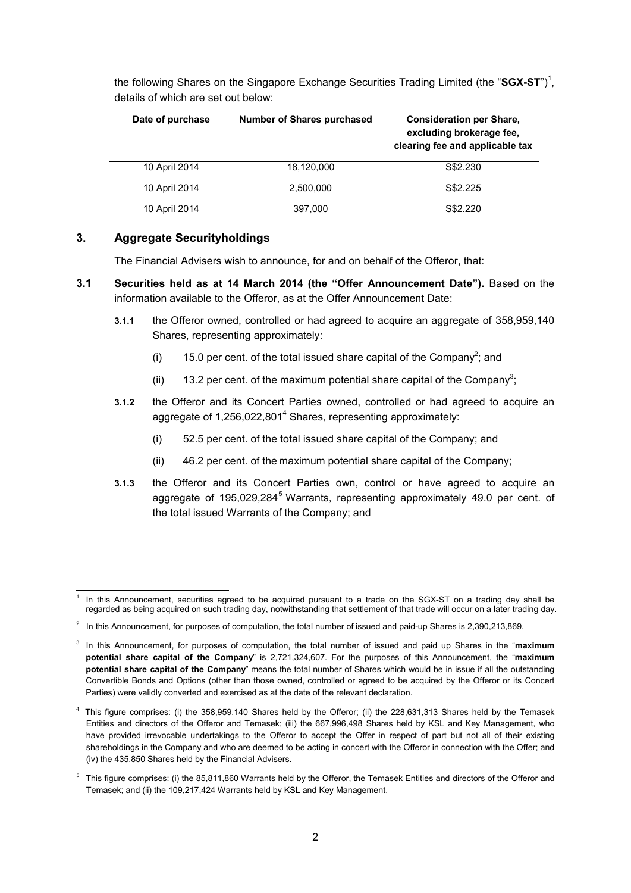the following Shares on the Singapore Exchange Securities Trading Limited (the "**SGX-ST**")[1], details of which are set out below:

| Date of purchase | Number of Shares purchased | Consideration per Share, excluding brokerage fee, clearing fee and applicable tax |
|---|---|---|
| 10 April 2014 | 18,120,000 | S$2.230 |
| 10 April 2014 | 2,500,000 | S$2.225 |
| 10 April 2014 | 397,000 | S$2.220 |

## 3. Aggregate Securityholdings

The Financial Advisers wish to announce, for and on behalf of the Offeror, that:

**3.1 Securities held as at 14 March 2014 (the "Offer Announcement Date").** Based on the information available to the Offeror, as at the Offer Announcement Date:

**3.1.1** the Offeror owned, controlled or had agreed to acquire an aggregate of 358,959,140 Shares, representing approximately:

(i) 15.0 per cent. of the total issued share capital of the Company[2]; and

(ii) 13.2 per cent. of the maximum potential share capital of the Company[3];

**3.1.2** the Offeror and its Concert Parties owned, controlled or had agreed to acquire an aggregate of 1,256,022,801[4] Shares, representing approximately:

(i) 52.5 per cent. of the total issued share capital of the Company; and

(ii) 46.2 per cent. of the maximum potential share capital of the Company;

**3.1.3** the Offeror and its Concert Parties own, control or have agreed to acquire an aggregate of 195,029,284[5] Warrants, representing approximately 49.0 per cent. of the total issued Warrants of the Company; and

---

[1] In this Announcement, securities agreed to be acquired pursuant to a trade on the SGX-ST on a trading day shall be regarded as being acquired on such trading day, notwithstanding that settlement of that trade will occur on a later trading day.

[2] In this Announcement, for purposes of computation, the total number of issued and paid-up Shares is 2,390,213,869.

[3] In this Announcement, for purposes of computation, the total number of issued and paid up Shares in the "**maximum potential share capital of the Company**" is 2,721,324,607. For the purposes of this Announcement, the "**maximum potential share capital of the Company**" means the total number of Shares which would be in issue if all the outstanding Convertible Bonds and Options (other than those owned, controlled or agreed to be acquired by the Offeror or its Concert Parties) were validly converted and exercised as at the date of the relevant declaration.

[4] This figure comprises: (i) the 358,959,140 Shares held by the Offeror; (ii) the 228,631,313 Shares held by the Temasek Entities and directors of the Offeror and Temasek; (iii) the 667,996,498 Shares held by KSL and Key Management, who have provided irrevocable undertakings to the Offeror to accept the Offer in respect of part but not all of their existing shareholdings in the Company and who are deemed to be acting in concert with the Offeror in connection with the Offer; and (iv) the 435,850 Shares held by the Financial Advisers.

[5] This figure comprises: (i) the 85,811,860 Warrants held by the Offeror, the Temasek Entities and directors of the Offeror and Temasek; and (ii) the 109,217,424 Warrants held by KSL and Key Management.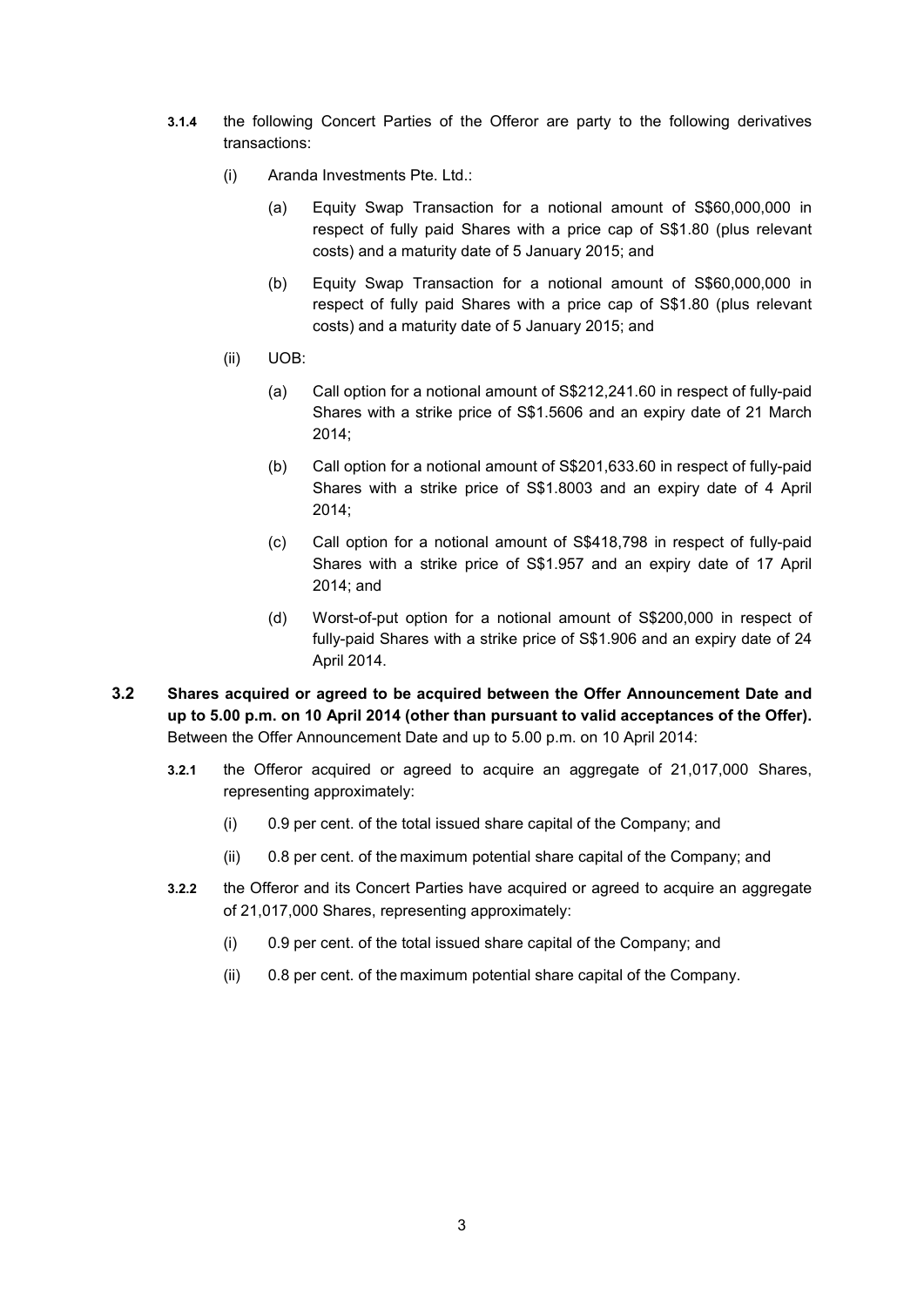**3.1.4** the following Concert Parties of the Offeror are party to the following derivatives transactions:

(i) Aranda Investments Pte. Ltd.:

(a) Equity Swap Transaction for a notional amount of S$60,000,000 in respect of fully paid Shares with a price cap of S$1.80 (plus relevant costs) and a maturity date of 5 January 2015; and

(b) Equity Swap Transaction for a notional amount of S$60,000,000 in respect of fully paid Shares with a price cap of S$1.80 (plus relevant costs) and a maturity date of 5 January 2015; and

(ii) UOB:

(a) Call option for a notional amount of S$212,241.60 in respect of fully-paid Shares with a strike price of S$1.5606 and an expiry date of 21 March 2014;

(b) Call option for a notional amount of S$201,633.60 in respect of fully-paid Shares with a strike price of S$1.8003 and an expiry date of 4 April 2014;

(c) Call option for a notional amount of S$418,798 in respect of fully-paid Shares with a strike price of S$1.957 and an expiry date of 17 April 2014; and

(d) Worst-of-put option for a notional amount of S$200,000 in respect of fully-paid Shares with a strike price of S$1.906 and an expiry date of 24 April 2014.

**3.2 Shares acquired or agreed to be acquired between the Offer Announcement Date and up to 5.00 p.m. on 10 April 2014 (other than pursuant to valid acceptances of the Offer).** Between the Offer Announcement Date and up to 5.00 p.m. on 10 April 2014:

**3.2.1** the Offeror acquired or agreed to acquire an aggregate of 21,017,000 Shares, representing approximately:

(i) 0.9 per cent. of the total issued share capital of the Company; and

(ii) 0.8 per cent. of the maximum potential share capital of the Company; and

**3.2.2** the Offeror and its Concert Parties have acquired or agreed to acquire an aggregate of 21,017,000 Shares, representing approximately:

(i) 0.9 per cent. of the total issued share capital of the Company; and

(ii) 0.8 per cent. of the maximum potential share capital of the Company.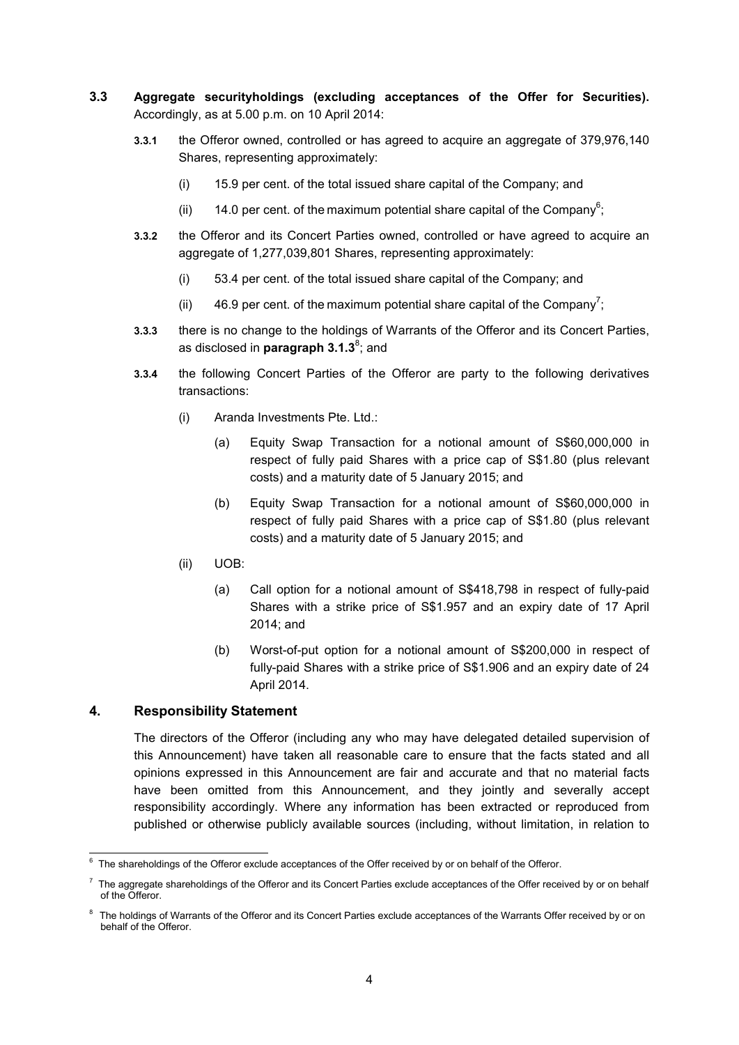**3.3 Aggregate securityholdings (excluding acceptances of the Offer for Securities).** Accordingly, as at 5.00 p.m. on 10 April 2014:

**3.3.1** the Offeror owned, controlled or has agreed to acquire an aggregate of 379,976,140 Shares, representing approximately:

(i) 15.9 per cent. of the total issued share capital of the Company; and

(ii) 14.0 per cent. of the maximum potential share capital of the Company[6];

**3.3.2** the Offeror and its Concert Parties owned, controlled or have agreed to acquire an aggregate of 1,277,039,801 Shares, representing approximately:

(i) 53.4 per cent. of the total issued share capital of the Company; and

(ii) 46.9 per cent. of the maximum potential share capital of the Company[7];

**3.3.3** there is no change to the holdings of Warrants of the Offeror and its Concert Parties, as disclosed in **paragraph 3.1.3**[8]; and

**3.3.4** the following Concert Parties of the Offeror are party to the following derivatives transactions:

(i) Aranda Investments Pte. Ltd.:

(a) Equity Swap Transaction for a notional amount of S$60,000,000 in respect of fully paid Shares with a price cap of S$1.80 (plus relevant costs) and a maturity date of 5 January 2015; and

(b) Equity Swap Transaction for a notional amount of S$60,000,000 in respect of fully paid Shares with a price cap of S$1.80 (plus relevant costs) and a maturity date of 5 January 2015; and

(ii) UOB:

(a) Call option for a notional amount of S$418,798 in respect of fully-paid Shares with a strike price of S$1.957 and an expiry date of 17 April 2014; and

(b) Worst-of-put option for a notional amount of S$200,000 in respect of fully-paid Shares with a strike price of S$1.906 and an expiry date of 24 April 2014.

## 4. Responsibility Statement

The directors of the Offeror (including any who may have delegated detailed supervision of this Announcement) have taken all reasonable care to ensure that the facts stated and all opinions expressed in this Announcement are fair and accurate and that no material facts have been omitted from this Announcement, and they jointly and severally accept responsibility accordingly. Where any information has been extracted or reproduced from published or otherwise publicly available sources (including, without limitation, in relation to

---

[6] The shareholdings of the Offeror exclude acceptances of the Offer received by or on behalf of the Offeror.

[7] The aggregate shareholdings of the Offeror and its Concert Parties exclude acceptances of the Offer received by or on behalf of the Offeror.

[8] The holdings of Warrants of the Offeror and its Concert Parties exclude acceptances of the Warrants Offer received by or on behalf of the Offeror.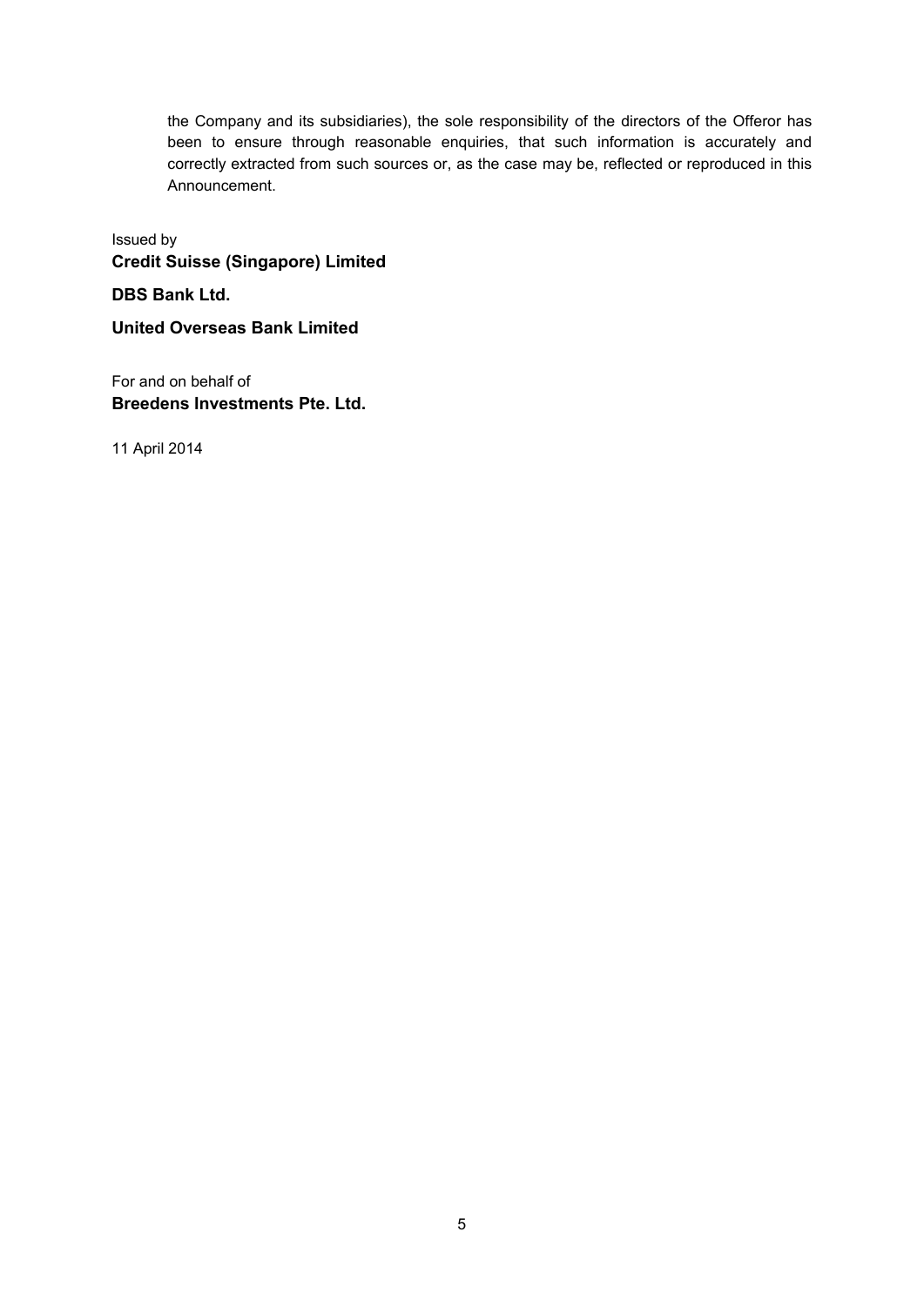the Company and its subsidiaries), the sole responsibility of the directors of the Offeror has been to ensure through reasonable enquiries, that such information is accurately and correctly extracted from such sources or, as the case may be, reflected or reproduced in this Announcement.

Issued by
**Credit Suisse (Singapore) Limited**

**DBS Bank Ltd.**

**United Overseas Bank Limited**

For and on behalf of
**Breedens Investments Pte. Ltd.**

11 April 2014